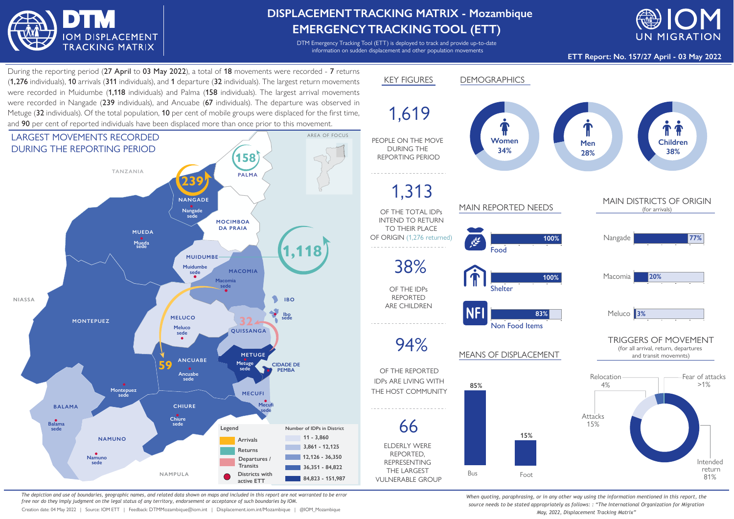# DISPLACEMENT TRACKING MATRIX - Mozambique
## EMERGENCY TRACKING TOOL (ETT)

DTM Emergency Tracking Tool (ETT) is deployed to track and provide up-to-date information on sudden displacement and other population movements

**ETT Report: No. 157/27 April - 03 May 2022**

During the reporting period (**27 April** to **03 May 2022**), a total of **18** movements were recorded - **7** returns (**1,276** individuals), **10** arrivals (**311** individuals), and **1** departure (**32** individuals). The largest return movements were recorded in Muidumbe (**1,118** individuals) and Palma (**158** individuals). The largest arrival movements were recorded in Nangade (**239** individuals), and Ancuabe (**67** individuals). The departure was observed in Metuge (**32** individuals). Of the total population, **10** per cent of mobile groups were displaced for the first time, and **90** per cent of reported individuals have been displaced more than once prior to this movement.

## LARGEST MOVEMENTS RECORDED DURING THE REPORTING PERIOD

Map labels: Tanzania, Niassa, Nampula, Area of focus. Districts: Palma (158), Nangade (239), Mocimboa da Praia, Mueda, Muidumbe (1,118), Macomia, Ibo, Meluco, Quissanga (32), Metuge, Cidade de Pemba, Ancuabe (59), Montepuez, Mecufi, Chiure, Balama, Namuno.

Legend: Arrivals; Returns; Departures / Transits; Districts with active ETT

| Number of IDPs in District |
|---|
| 11 - 3,860 |
| 3,861 - 12,125 |
| 12,126 - 36,350 |
| 36,351 - 84,822 |
| 84,823 - 151,987 |

## KEY FIGURES

**1,619** PEOPLE ON THE MOVE DURING THE REPORTING PERIOD

**1,313** OF THE TOTAL IDPs INTEND TO RETURN TO THEIR PLACE OF ORIGIN (1,276 returned)

**38%** OF THE IDPs REPORTED ARE CHILDREN

**94%** OF THE REPORTED IDPs ARE LIVING WITH THE HOST COMMUNITY

**66** ELDERLY WERE REPORTED, REPRESENTING THE LARGEST VULNERABLE GROUP

## DEMOGRAPHICS

| Women | Men | Children |
|---|---|---|
| 34% | 28% | 38% |

## MAIN REPORTED NEEDS

| Need | % |
|---|---|
| Food | 100% |
| Shelter | 100% |
| Non Food Items | 83% |

## MAIN DISTRICTS OF ORIGIN
(for arrivals)

| District | % |
|---|---|
| Nangade | 77% |
| Macomia | 20% |
| Meluco | 3% |

## MEANS OF DISPLACEMENT

| Means | % |
|---|---|
| Bus | 85% |
| Foot | 15% |

## TRIGGERS OF MOVEMENT
(for all arrival, return, departures and transit movemnts)

| Trigger | % |
|---|---|
| Intended return | 81% |
| Attacks | 15% |
| Relocation | 4% |
| Fear of attacks | >1% |

*The depiction and use of boundaries, geographic names, and related data shown on maps and included in this report are not warranted to be error free nor do they imply judgment on the legal status of any territory, endorsement or acceptance of such boundaries by IOM.*

Creation date: 04 May 2022 | Source: IOM ETT | Feedback: DTMMozambique@iom.int | Displacement.iom.int/Mozambique | @IOM_Mozambique

*When quoting, paraphrasing, or in any other way using the information mentioned in this report, the source needs to be stated appropriately as follows: : "The International Organization for Migration May, 2022, Displacement Tracking Matrix"*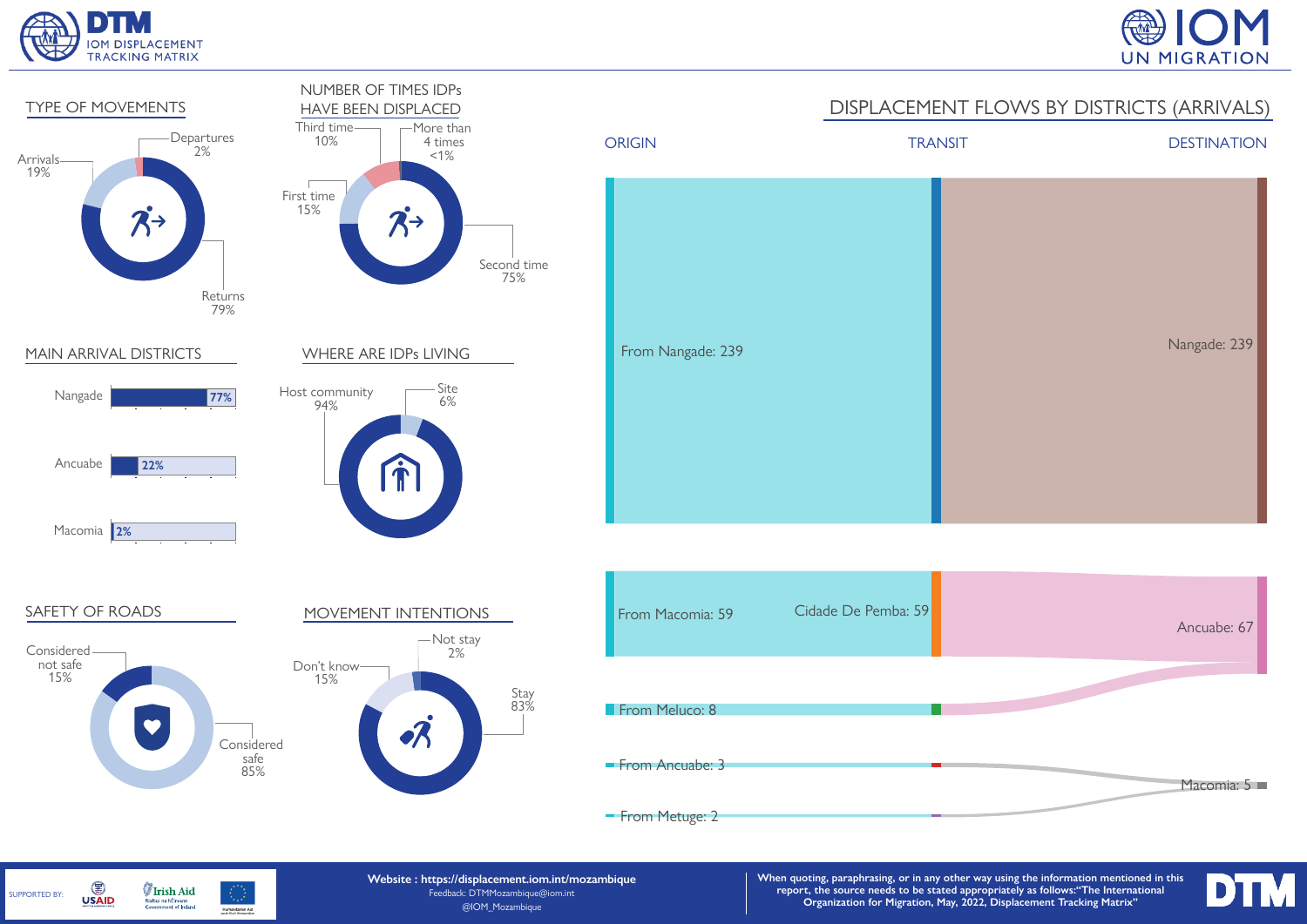## TYPE OF MOVEMENTS

| Type | Percentage |
|---|---|
| Arrivals | 19% |
| Departures | 2% |
| Returns | 79% |

## NUMBER OF TIMES IDPs HAVE BEEN DISPLACED

| Times displaced | Percentage |
|---|---|
| First time | 15% |
| Second time | 75% |
| Third time | 10% |
| More than 4 times | <1% |

## DISPLACEMENT FLOWS BY DISTRICTS (ARRIVALS)

| ORIGIN | TRANSIT | DESTINATION |
|---|---|---|
| From Nangade: 239 | | Nangade: 239 |
| From Macomia: 59 | Cidade De Pemba: 59 | Ancuabe: 67 |
| From Meluco: 8 | | Ancuabe: 67 |
| From Ancuabe: 3 | | Macomia: 5 |
| From Metuge: 2 | | Macomia: 5 |

## MAIN ARRIVAL DISTRICTS

| District | Percentage |
|---|---|
| Nangade | 77% |
| Ancuabe | 22% |
| Macomia | 2% |

## WHERE ARE IDPs LIVING

| Location | Percentage |
|---|---|
| Host community | 94% |
| Site | 6% |

## SAFETY OF ROADS

| Safety | Percentage |
|---|---|
| Considered not safe | 15% |
| Considered safe | 85% |

## MOVEMENT INTENTIONS

| Intention | Percentage |
|---|---|
| Don't know | 15% |
| Not stay | 2% |
| Stay | 83% |

SUPPORTED BY: USAID, Irish Aid, European Union Humanitarian Aid and Civil Protection

**Website : https://displacement.iom.int/mozambique**
Feedback: DTMMozambique@iom.int
@IOM_Mozambique

**When quoting, paraphrasing, or in any other way using the information mentioned in this report, the source needs to be stated appropriately as follows:"The International Organization for Migration, May, 2022, Displacement Tracking Matrix"**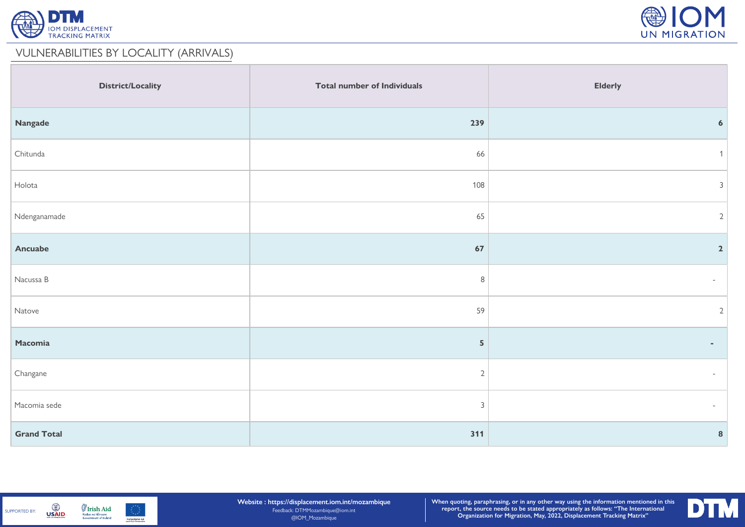## VULNERABILITIES BY LOCALITY (ARRIVALS)

| District/Locality | Total number of Individuals | Elderly |
| --- | --- | --- |
| **Nangade** | **239** | **6** |
| Chitunda | 66 | 1 |
| Holota | 108 | 3 |
| Ndenganamade | 65 | 2 |
| **Ancuabe** | **67** | **2** |
| Nacussa B | 8 | - |
| Natove | 59 | 2 |
| **Macomia** | **5** | **-** |
| Changane | 2 | - |
| Macomia sede | 3 | - |
| **Grand Total** | **311** | **8** |

SUPPORTED BY: USAID, Irish Aid, European Union Humanitarian Aid and Civil Protection

**Website : https://displacement.iom.int/mozambique**
Feedback: DTMMozambique@iom.int
@IOM_Mozambique

**When quoting, paraphrasing, or in any other way using the information mentioned in this report, the source needs to be stated appropriately as follows: "The International Organization for Migration, May, 2022, Displacement Tracking Matrix"**